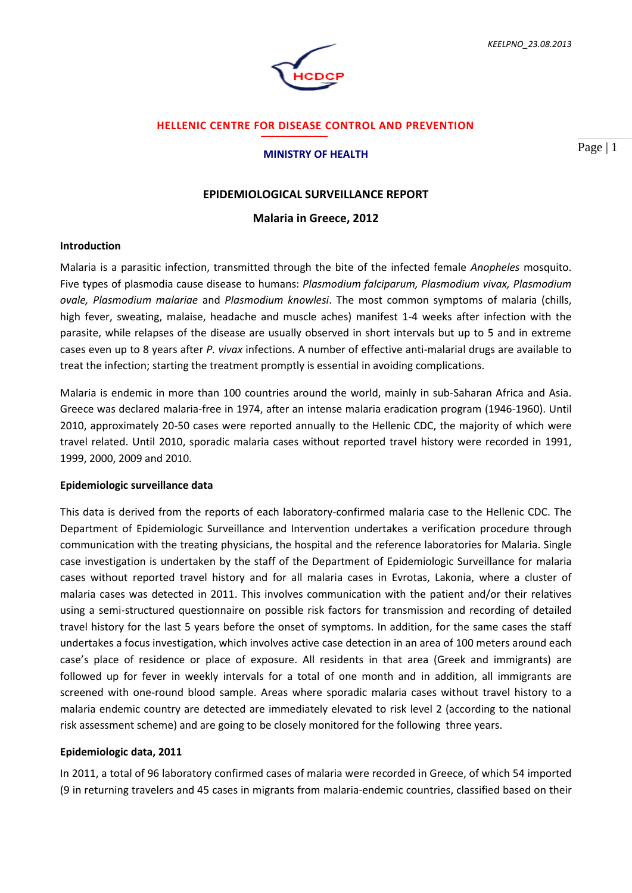KEELPNO_23.08.2013

HCDCP

**HELLENIC CENTRE FOR DISEASE CONTROL AND PREVENTION**

**MINISTRY OF HEALTH**

# EPIDEMIOLOGICAL SURVEILLANCE REPORT

## Malaria in Greece, 2012

### Introduction

Malaria is a parasitic infection, transmitted through the bite of the infected female *Anopheles* mosquito. Five types of plasmodia cause disease to humans: *Plasmodium falciparum, Plasmodium vivax, Plasmodium ovale, Plasmodium malariae* and *Plasmodium knowlesi*. The most common symptoms of malaria (chills, high fever, sweating, malaise, headache and muscle aches) manifest 1-4 weeks after infection with the parasite, while relapses of the disease are usually observed in short intervals but up to 5 and in extreme cases even up to 8 years after *P. vivax* infections. A number of effective anti-malarial drugs are available to treat the infection; starting the treatment promptly is essential in avoiding complications.

Malaria is endemic in more than 100 countries around the world, mainly in sub-Saharan Africa and Asia. Greece was declared malaria-free in 1974, after an intense malaria eradication program (1946-1960). Until 2010, approximately 20-50 cases were reported annually to the Hellenic CDC, the majority of which were travel related. Until 2010, sporadic malaria cases without reported travel history were recorded in 1991, 1999, 2000, 2009 and 2010.

### Epidemiologic surveillance data

This data is derived from the reports of each laboratory-confirmed malaria case to the Hellenic CDC. The Department of Epidemiologic Surveillance and Intervention undertakes a verification procedure through communication with the treating physicians, the hospital and the reference laboratories for Malaria. Single case investigation is undertaken by the staff of the Department of Epidemiologic Surveillance for malaria cases without reported travel history and for all malaria cases in Evrotas, Lakonia, where a cluster of malaria cases was detected in 2011. This involves communication with the patient and/or their relatives using a semi-structured questionnaire on possible risk factors for transmission and recording of detailed travel history for the last 5 years before the onset of symptoms. In addition, for the same cases the staff undertakes a focus investigation, which involves active case detection in an area of 100 meters around each case's place of residence or place of exposure. All residents in that area (Greek and immigrants) are followed up for fever in weekly intervals for a total of one month and in addition, all immigrants are screened with one-round blood sample. Areas where sporadic malaria cases without travel history to a malaria endemic country are detected are immediately elevated to risk level 2 (according to the national risk assessment scheme) and are going to be closely monitored for the following three years.

### Epidemiologic data, 2011

In 2011, a total of 96 laboratory confirmed cases of malaria were recorded in Greece, of which 54 imported (9 in returning travelers and 45 cases in migrants from malaria-endemic countries, classified based on their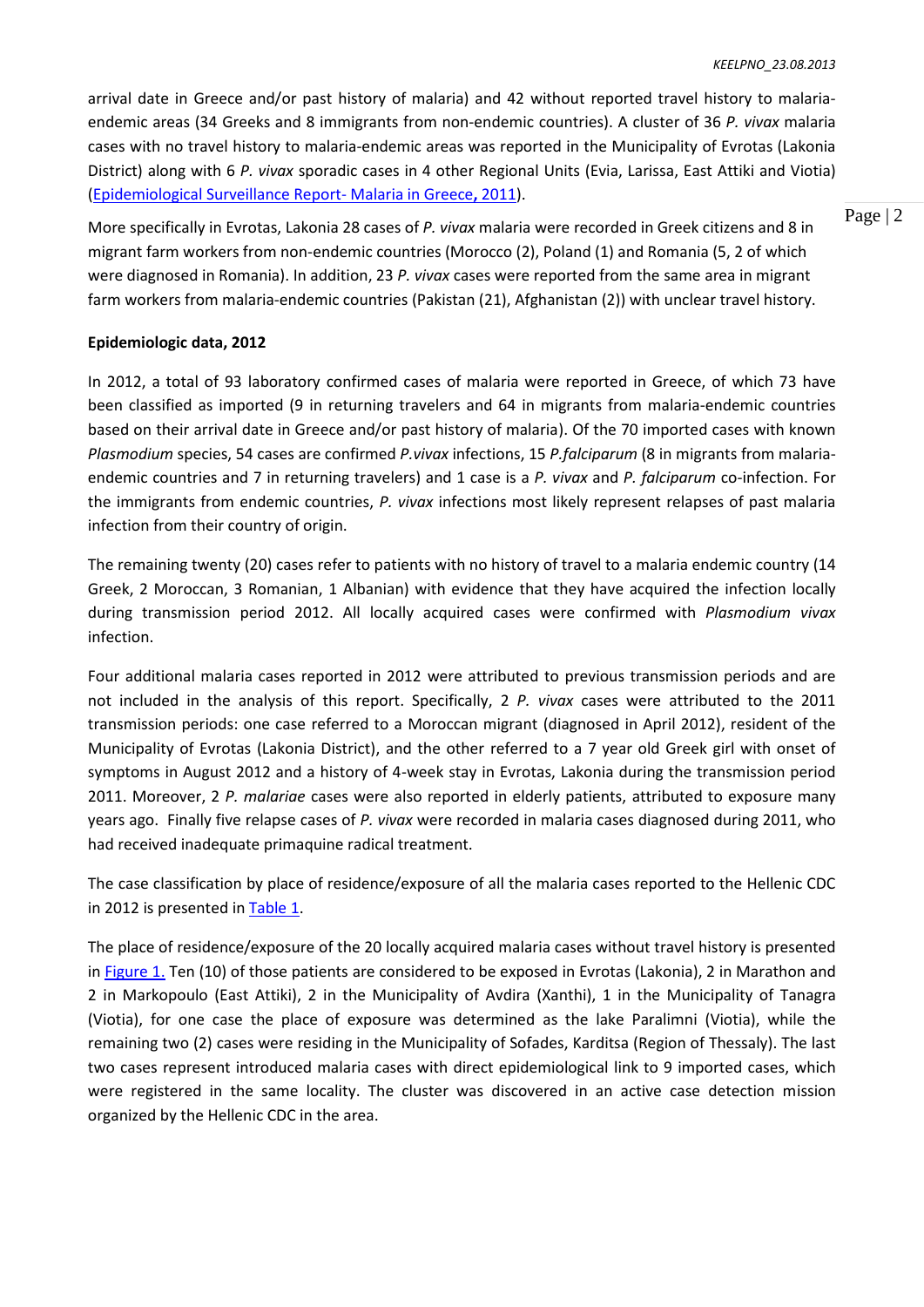arrival date in Greece and/or past history of malaria) and 42 without reported travel history to malaria-endemic areas (34 Greeks and 8 immigrants from non-endemic countries). A cluster of 36 *P. vivax* malaria cases with no travel history to malaria-endemic areas was reported in the Municipality of Evrotas (Lakonia District) along with 6 *P. vivax* sporadic cases in 4 other Regional Units (Evia, Larissa, East Attiki and Viotia) (Epidemiological Surveillance Report- Malaria in Greece, 2011).

More specifically in Evrotas, Lakonia 28 cases of *P. vivax* malaria were recorded in Greek citizens and 8 in migrant farm workers from non-endemic countries (Morocco (2), Poland (1) and Romania (5, 2 of which were diagnosed in Romania). In addition, 23 *P. vivax* cases were reported from the same area in migrant farm workers from malaria-endemic countries (Pakistan (21), Afghanistan (2)) with unclear travel history.

**Epidemiologic data, 2012**

In 2012, a total of 93 laboratory confirmed cases of malaria were reported in Greece, of which 73 have been classified as imported (9 in returning travelers and 64 in migrants from malaria-endemic countries based on their arrival date in Greece and/or past history of malaria). Of the 70 imported cases with known *Plasmodium* species, 54 cases are confirmed *P.vivax* infections, 15 *P.falciparum* (8 in migrants from malaria-endemic countries and 7 in returning travelers) and 1 case is a *P. vivax* and *P. falciparum* co-infection. For the immigrants from endemic countries, *P. vivax* infections most likely represent relapses of past malaria infection from their country of origin.

The remaining twenty (20) cases refer to patients with no history of travel to a malaria endemic country (14 Greek, 2 Moroccan, 3 Romanian, 1 Albanian) with evidence that they have acquired the infection locally during transmission period 2012. All locally acquired cases were confirmed with *Plasmodium vivax* infection.

Four additional malaria cases reported in 2012 were attributed to previous transmission periods and are not included in the analysis of this report. Specifically, 2 *P. vivax* cases were attributed to the 2011 transmission periods: one case referred to a Moroccan migrant (diagnosed in April 2012), resident of the Municipality of Evrotas (Lakonia District), and the other referred to a 7 year old Greek girl with onset of symptoms in August 2012 and a history of 4-week stay in Evrotas, Lakonia during the transmission period 2011. Moreover, 2 *P. malariae* cases were also reported in elderly patients, attributed to exposure many years ago. Finally five relapse cases of *P. vivax* were recorded in malaria cases diagnosed during 2011, who had received inadequate primaquine radical treatment.

The case classification by place of residence/exposure of all the malaria cases reported to the Hellenic CDC in 2012 is presented in Table 1.

The place of residence/exposure of the 20 locally acquired malaria cases without travel history is presented in Figure 1. Ten (10) of those patients are considered to be exposed in Evrotas (Lakonia), 2 in Marathon and 2 in Markopoulo (East Attiki), 2 in the Municipality of Avdira (Xanthi), 1 in the Municipality of Tanagra (Viotia), for one case the place of exposure was determined as the lake Paralimni (Viotia), while the remaining two (2) cases were residing in the Municipality of Sofades, Karditsa (Region of Thessaly). The last two cases represent introduced malaria cases with direct epidemiological link to 9 imported cases, which were registered in the same locality. The cluster was discovered in an active case detection mission organized by the Hellenic CDC in the area.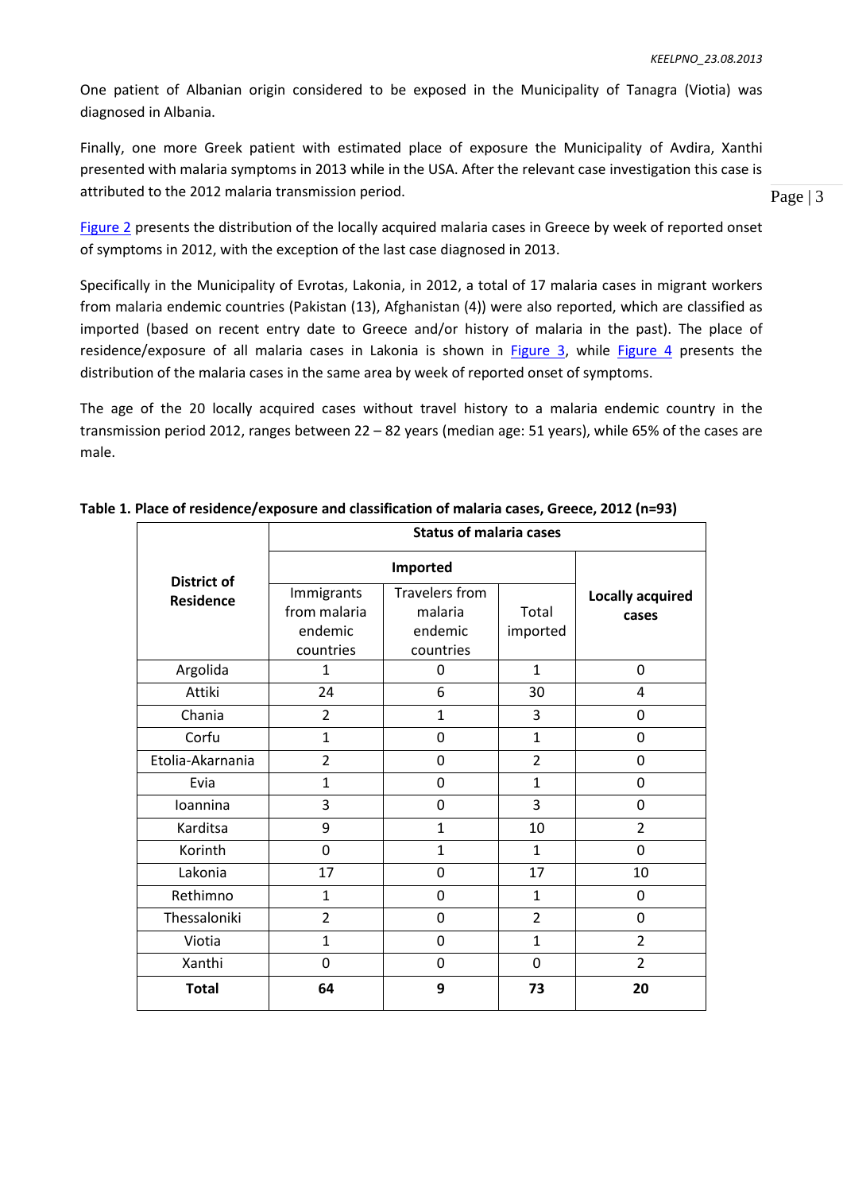One patient of Albanian origin considered to be exposed in the Municipality of Tanagra (Viotia) was diagnosed in Albania.

Finally, one more Greek patient with estimated place of exposure the Municipality of Avdira, Xanthi presented with malaria symptoms in 2013 while in the USA. After the relevant case investigation this case is attributed to the 2012 malaria transmission period.

Figure 2 presents the distribution of the locally acquired malaria cases in Greece by week of reported onset of symptoms in 2012, with the exception of the last case diagnosed in 2013.

Specifically in the Municipality of Evrotas, Lakonia, in 2012, a total of 17 malaria cases in migrant workers from malaria endemic countries (Pakistan (13), Afghanistan (4)) were also reported, which are classified as imported (based on recent entry date to Greece and/or history of malaria in the past). The place of residence/exposure of all malaria cases in Lakonia is shown in Figure 3, while Figure 4 presents the distribution of the malaria cases in the same area by week of reported onset of symptoms.

The age of the 20 locally acquired cases without travel history to a malaria endemic country in the transmission period 2012, ranges between 22 – 82 years (median age: 51 years), while 65% of the cases are male.

**Table 1. Place of residence/exposure and classification of malaria cases, Greece, 2012 (n=93)**

| **District of Residence** | **Status of malaria cases** | | | |
|---|---|---|---|---|
| | **Imported** | | | **Locally acquired cases** |
| | Immigrants from malaria endemic countries | Travelers from malaria endemic countries | Total imported | |
| Argolida | 1 | 0 | 1 | 0 |
| Attiki | 24 | 6 | 30 | 4 |
| Chania | 2 | 1 | 3 | 0 |
| Corfu | 1 | 0 | 1 | 0 |
| Etolia-Akarnania | 2 | 0 | 2 | 0 |
| Evia | 1 | 0 | 1 | 0 |
| Ioannina | 3 | 0 | 3 | 0 |
| Karditsa | 9 | 1 | 10 | 2 |
| Korinth | 0 | 1 | 1 | 0 |
| Lakonia | 17 | 0 | 17 | 10 |
| Rethimno | 1 | 0 | 1 | 0 |
| Thessaloniki | 2 | 0 | 2 | 0 |
| Viotia | 1 | 0 | 1 | 2 |
| Xanthi | 0 | 0 | 0 | 2 |
| **Total** | **64** | **9** | **73** | **20** |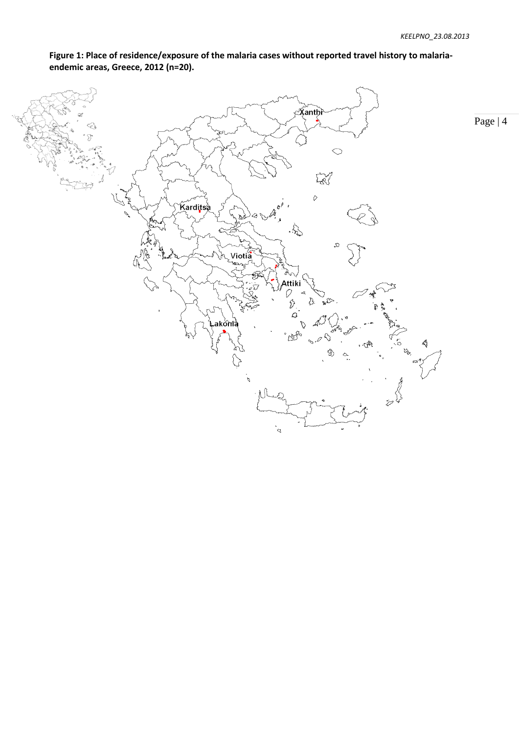**Figure 1: Place of residence/exposure of the malaria cases without reported travel history to malaria-endemic areas, Greece, 2012 (n=20).**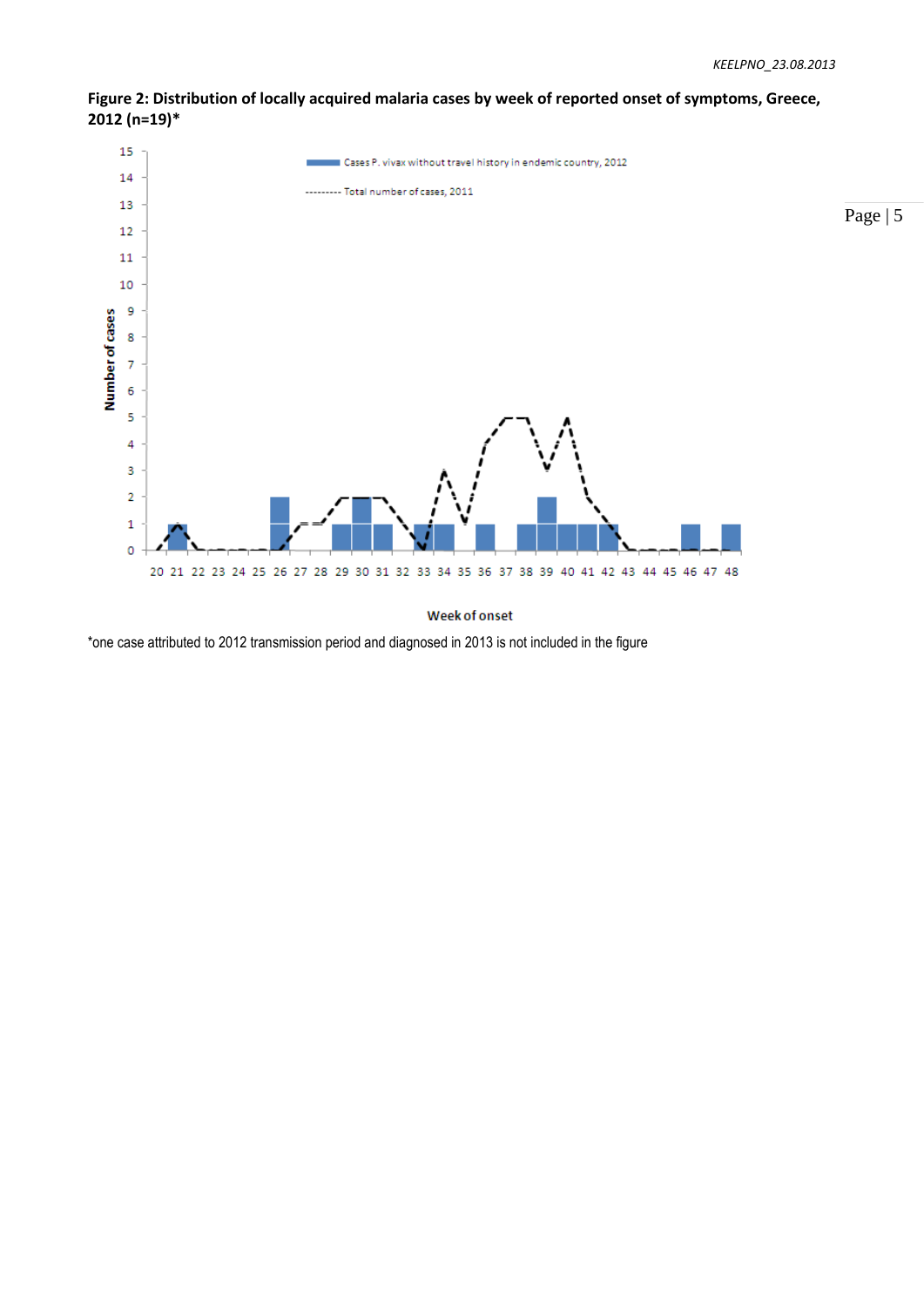**Figure 2: Distribution of locally acquired malaria cases by week of reported onset of symptoms, Greece, 2012 (n=19)***

*one case attributed to 2012 transmission period and diagnosed in 2013 is not included in the figure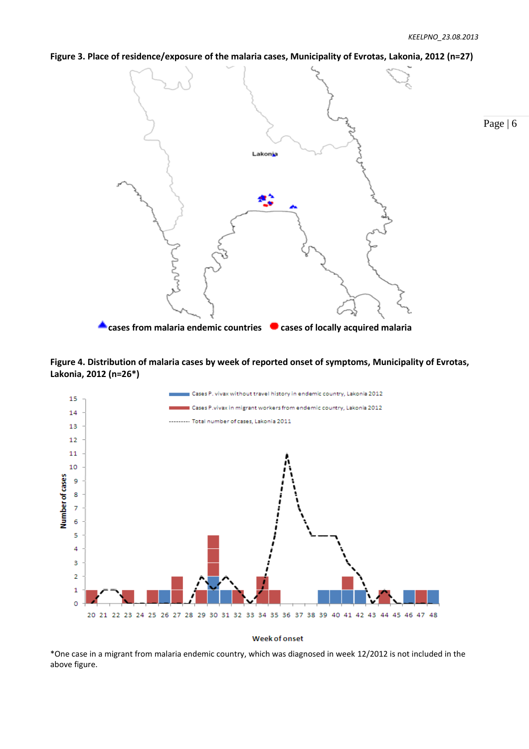**Figure 3. Place of residence/exposure of the malaria cases, Municipality of Evrotas, Lakonia, 2012 (n=27)**

▲ cases from malaria endemic countries ● cases of locally acquired malaria

**Figure 4. Distribution of malaria cases by week of reported onset of symptoms, Municipality of Evrotas, Lakonia, 2012 (n=26*)**

*One case in a migrant from malaria endemic country, which was diagnosed in week 12/2012 is not included in the above figure.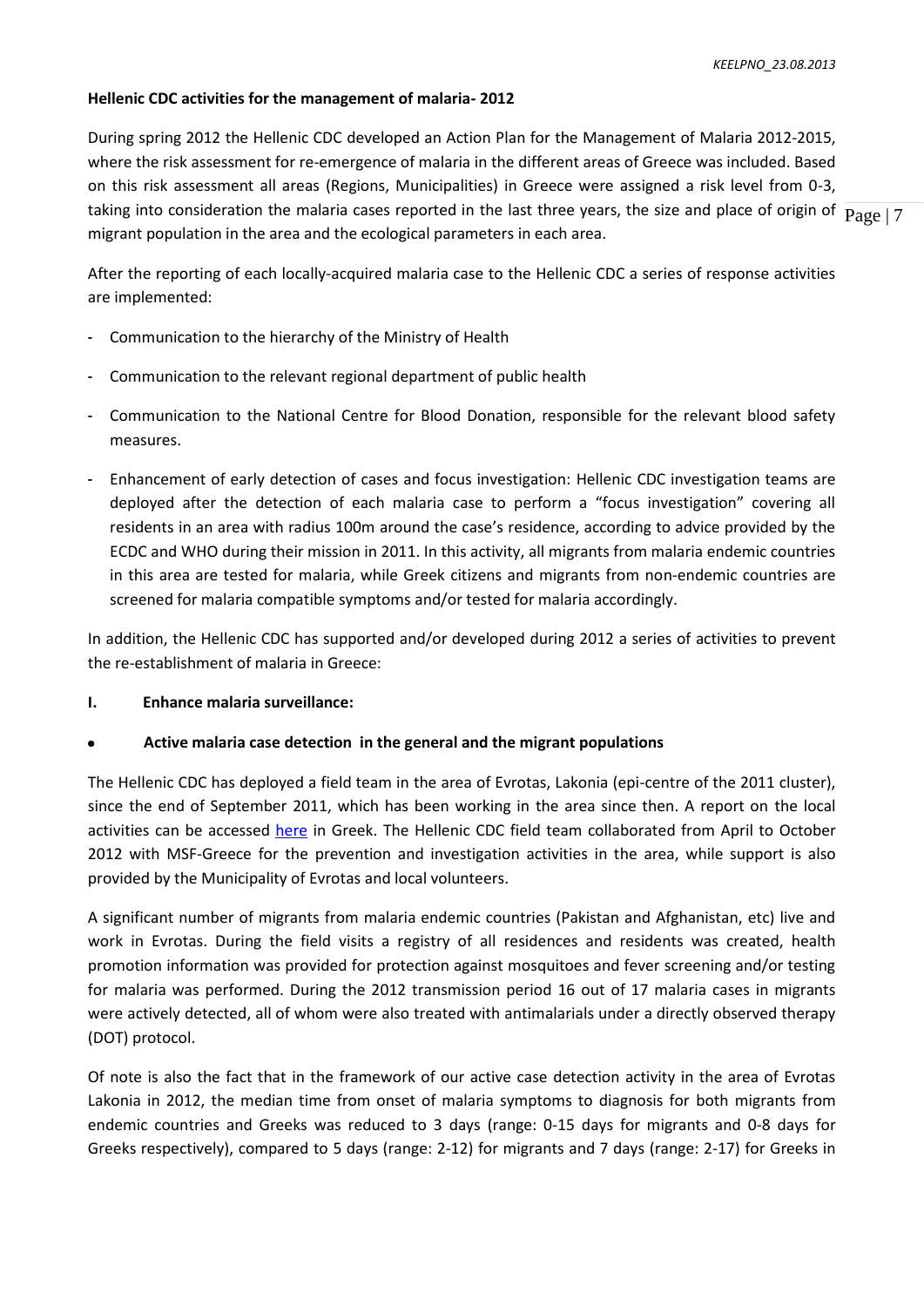**Hellenic CDC activities for the management of malaria- 2012**

During spring 2012 the Hellenic CDC developed an Action Plan for the Management of Malaria 2012-2015, where the risk assessment for re-emergence of malaria in the different areas of Greece was included. Based on this risk assessment all areas (Regions, Municipalities) in Greece were assigned a risk level from 0-3, taking into consideration the malaria cases reported in the last three years, the size and place of origin of migrant population in the area and the ecological parameters in each area.

After the reporting of each locally-acquired malaria case to the Hellenic CDC a series of response activities are implemented:

- Communication to the hierarchy of the Ministry of Health
- Communication to the relevant regional department of public health
- Communication to the National Centre for Blood Donation, responsible for the relevant blood safety measures.
- Enhancement of early detection of cases and focus investigation: Hellenic CDC investigation teams are deployed after the detection of each malaria case to perform a "focus investigation" covering all residents in an area with radius 100m around the case's residence, according to advice provided by the ECDC and WHO during their mission in 2011. In this activity, all migrants from malaria endemic countries in this area are tested for malaria, while Greek citizens and migrants from non-endemic countries are screened for malaria compatible symptoms and/or tested for malaria accordingly.

In addition, the Hellenic CDC has supported and/or developed during 2012 a series of activities to prevent the re-establishment of malaria in Greece:

**I. Enhance malaria surveillance:**

- **Active malaria case detection in the general and the migrant populations**

The Hellenic CDC has deployed a field team in the area of Evrotas, Lakonia (epi-centre of the 2011 cluster), since the end of September 2011, which has been working in the area since then. A report on the local activities can be accessed here in Greek. The Hellenic CDC field team collaborated from April to October 2012 with MSF-Greece for the prevention and investigation activities in the area, while support is also provided by the Municipality of Evrotas and local volunteers.

A significant number of migrants from malaria endemic countries (Pakistan and Afghanistan, etc) live and work in Evrotas. During the field visits a registry of all residences and residents was created, health promotion information was provided for protection against mosquitoes and fever screening and/or testing for malaria was performed. During the 2012 transmission period 16 out of 17 malaria cases in migrants were actively detected, all of whom were also treated with antimalarials under a directly observed therapy (DOT) protocol.

Of note is also the fact that in the framework of our active case detection activity in the area of Evrotas Lakonia in 2012, the median time from onset of malaria symptoms to diagnosis for both migrants from endemic countries and Greeks was reduced to 3 days (range: 0-15 days for migrants and 0-8 days for Greeks respectively), compared to 5 days (range: 2-12) for migrants and 7 days (range: 2-17) for Greeks in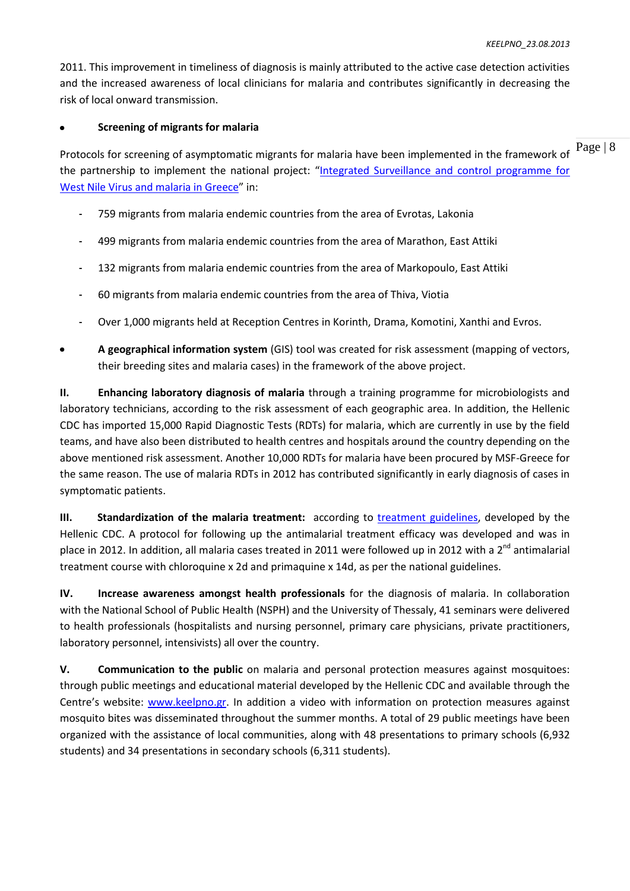2011. This improvement in timeliness of diagnosis is mainly attributed to the active case detection activities and the increased awareness of local clinicians for malaria and contributes significantly in decreasing the risk of local onward transmission.

- **Screening of migrants for malaria**

Protocols for screening of asymptomatic migrants for malaria have been implemented in the framework of the partnership to implement the national project: "[Integrated Surveillance and control programme for West Nile Virus and malaria in Greece]" in:

- 759 migrants from malaria endemic countries from the area of Evrotas, Lakonia
- 499 migrants from malaria endemic countries from the area of Marathon, East Attiki
- 132 migrants from malaria endemic countries from the area of Markopoulo, East Attiki
- 60 migrants from malaria endemic countries from the area of Thiva, Viotia
- Over 1,000 migrants held at Reception Centres in Korinth, Drama, Komotini, Xanthi and Evros.

- **A geographical information system** (GIS) tool was created for risk assessment (mapping of vectors, their breeding sites and malaria cases) in the framework of the above project.

**II. Enhancing laboratory diagnosis of malaria** through a training programme for microbiologists and laboratory technicians, according to the risk assessment of each geographic area. In addition, the Hellenic CDC has imported 15,000 Rapid Diagnostic Tests (RDTs) for malaria, which are currently in use by the field teams, and have also been distributed to health centres and hospitals around the country depending on the above mentioned risk assessment. Another 10,000 RDTs for malaria have been procured by MSF-Greece for the same reason. The use of malaria RDTs in 2012 has contributed significantly in early diagnosis of cases in symptomatic patients.

**III. Standardization of the malaria treatment:** according to [treatment guidelines], developed by the Hellenic CDC. A protocol for following up the antimalarial treatment efficacy was developed and was in place in 2012. In addition, all malaria cases treated in 2011 were followed up in 2012 with a 2nd antimalarial treatment course with chloroquine x 2d and primaquine x 14d, as per the national guidelines.

**IV. Increase awareness amongst health professionals** for the diagnosis of malaria. In collaboration with the National School of Public Health (NSPH) and the University of Thessaly, 41 seminars were delivered to health professionals (hospitalists and nursing personnel, primary care physicians, private practitioners, laboratory personnel, intensivists) all over the country.

**V. Communication to the public** on malaria and personal protection measures against mosquitoes: through public meetings and educational material developed by the Hellenic CDC and available through the Centre's website: www.keelpno.gr. In addition a video with information on protection measures against mosquito bites was disseminated throughout the summer months. A total of 29 public meetings have been organized with the assistance of local communities, along with 48 presentations to primary schools (6,932 students) and 34 presentations in secondary schools (6,311 students).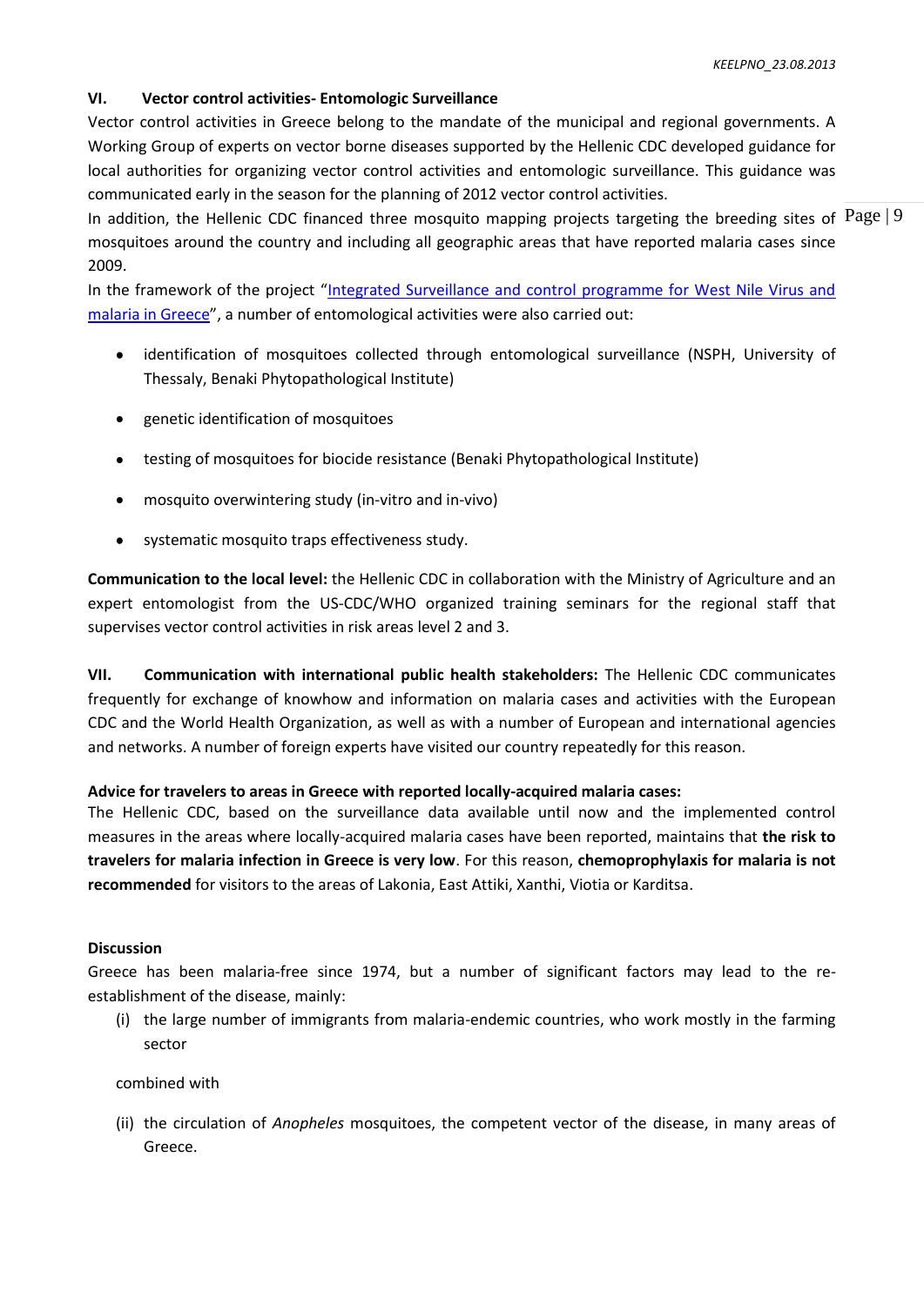### VI. Vector control activities- Entomologic Surveillance

Vector control activities in Greece belong to the mandate of the municipal and regional governments. A Working Group of experts on vector borne diseases supported by the Hellenic CDC developed guidance for local authorities for organizing vector control activities and entomologic surveillance. This guidance was communicated early in the season for the planning of 2012 vector control activities.

In addition, the Hellenic CDC financed three mosquito mapping projects targeting the breeding sites of mosquitoes around the country and including all geographic areas that have reported malaria cases since 2009.

In the framework of the project "Integrated Surveillance and control programme for West Nile Virus and malaria in Greece", a number of entomological activities were also carried out:

- identification of mosquitoes collected through entomological surveillance (NSPH, University of Thessaly, Benaki Phytopathological Institute)
- genetic identification of mosquitoes
- testing of mosquitoes for biocide resistance (Benaki Phytopathological Institute)
- mosquito overwintering study (in-vitro and in-vivo)
- systematic mosquito traps effectiveness study.

**Communication to the local level:** the Hellenic CDC in collaboration with the Ministry of Agriculture and an expert entomologist from the US-CDC/WHO organized training seminars for the regional staff that supervises vector control activities in risk areas level 2 and 3.

**VII. Communication with international public health stakeholders:** The Hellenic CDC communicates frequently for exchange of knowhow and information on malaria cases and activities with the European CDC and the World Health Organization, as well as with a number of European and international agencies and networks. A number of foreign experts have visited our country repeatedly for this reason.

**Advice for travelers to areas in Greece with reported locally-acquired malaria cases:**

The Hellenic CDC, based on the surveillance data available until now and the implemented control measures in the areas where locally-acquired malaria cases have been reported, maintains that **the risk to travelers for malaria infection in Greece is very low**. For this reason, **chemoprophylaxis for malaria is not recommended** for visitors to the areas of Lakonia, East Attiki, Xanthi, Viotia or Karditsa.

**Discussion**

Greece has been malaria-free since 1974, but a number of significant factors may lead to the re-establishment of the disease, mainly:

(i) the large number of immigrants from malaria-endemic countries, who work mostly in the farming sector

combined with

(ii) the circulation of *Anopheles* mosquitoes, the competent vector of the disease, in many areas of Greece.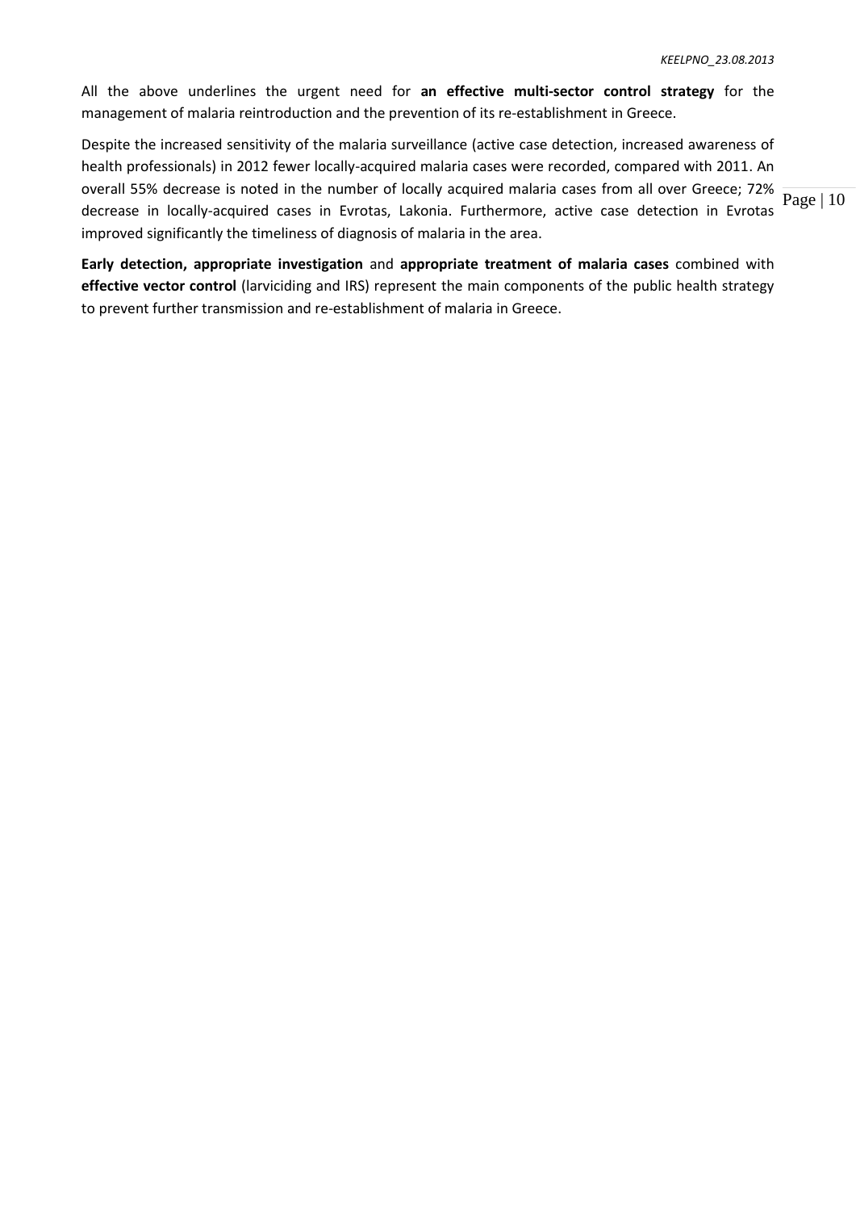All the above underlines the urgent need for **an effective multi-sector control strategy** for the management of malaria reintroduction and the prevention of its re-establishment in Greece.

Despite the increased sensitivity of the malaria surveillance (active case detection, increased awareness of health professionals) in 2012 fewer locally-acquired malaria cases were recorded, compared with 2011. An overall 55% decrease is noted in the number of locally acquired malaria cases from all over Greece; 72% decrease in locally-acquired cases in Evrotas, Lakonia. Furthermore, active case detection in Evrotas improved significantly the timeliness of diagnosis of malaria in the area.

**Early detection, appropriate investigation** and **appropriate treatment of malaria cases** combined with **effective vector control** (larviciding and IRS) represent the main components of the public health strategy to prevent further transmission and re-establishment of malaria in Greece.